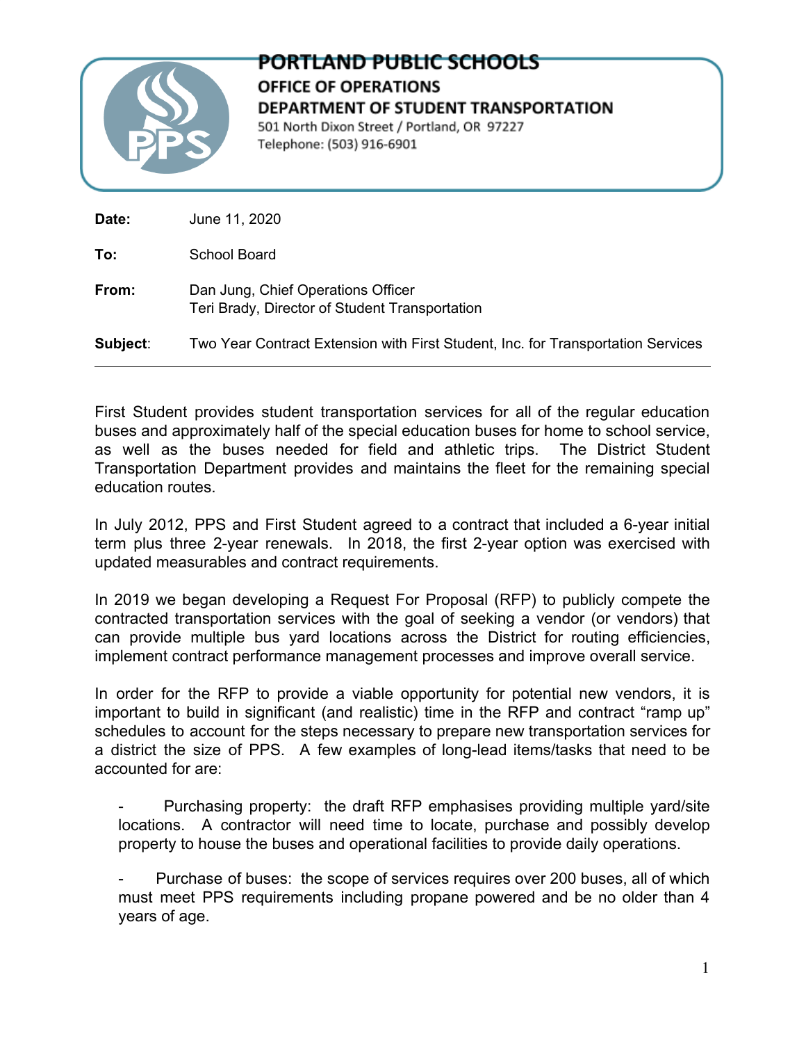# PORTLAND PUBLIC SCHOOLS

## OFFICE OF OPERATIONS

## DEPARTMENT OF STUDENT TRANSPORTATION

501 North Dixon Street / Portland, OR 97227
Telephone: (503) 916-6901

**Date:** June 11, 2020

**To:** School Board

**From:** Dan Jung, Chief Operations Officer
Teri Brady, Director of Student Transportation

**Subject**: Two Year Contract Extension with First Student, Inc. for Transportation Services

---

First Student provides student transportation services for all of the regular education buses and approximately half of the special education buses for home to school service, as well as the buses needed for field and athletic trips. The District Student Transportation Department provides and maintains the fleet for the remaining special education routes.

In July 2012, PPS and First Student agreed to a contract that included a 6-year initial term plus three 2-year renewals. In 2018, the first 2-year option was exercised with updated measurables and contract requirements.

In 2019 we began developing a Request For Proposal (RFP) to publicly compete the contracted transportation services with the goal of seeking a vendor (or vendors) that can provide multiple bus yard locations across the District for routing efficiencies, implement contract performance management processes and improve overall service.

In order for the RFP to provide a viable opportunity for potential new vendors, it is important to build in significant (and realistic) time in the RFP and contract "ramp up" schedules to account for the steps necessary to prepare new transportation services for a district the size of PPS. A few examples of long-lead items/tasks that need to be accounted for are:

- Purchasing property: the draft RFP emphasises providing multiple yard/site locations. A contractor will need time to locate, purchase and possibly develop property to house the buses and operational facilities to provide daily operations.

- Purchase of buses: the scope of services requires over 200 buses, all of which must meet PPS requirements including propane powered and be no older than 4 years of age.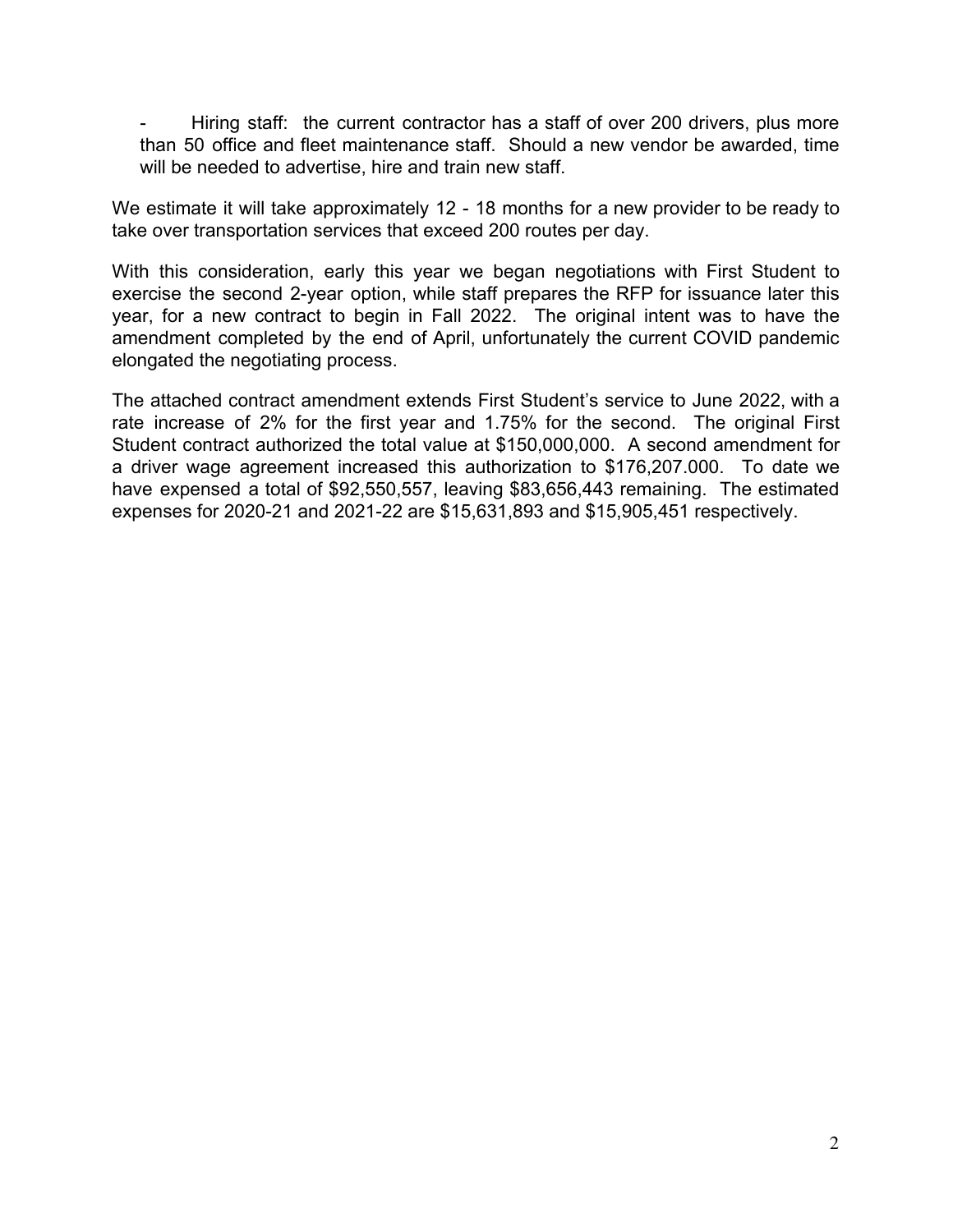- Hiring staff: the current contractor has a staff of over 200 drivers, plus more than 50 office and fleet maintenance staff. Should a new vendor be awarded, time will be needed to advertise, hire and train new staff.

We estimate it will take approximately 12 - 18 months for a new provider to be ready to take over transportation services that exceed 200 routes per day.

With this consideration, early this year we began negotiations with First Student to exercise the second 2-year option, while staff prepares the RFP for issuance later this year, for a new contract to begin in Fall 2022. The original intent was to have the amendment completed by the end of April, unfortunately the current COVID pandemic elongated the negotiating process.

The attached contract amendment extends First Student's service to June 2022, with a rate increase of 2% for the first year and 1.75% for the second. The original First Student contract authorized the total value at $150,000,000. A second amendment for a driver wage agreement increased this authorization to $176,207.000. To date we have expensed a total of $92,550,557, leaving $83,656,443 remaining. The estimated expenses for 2020-21 and 2021-22 are $15,631,893 and $15,905,451 respectively.